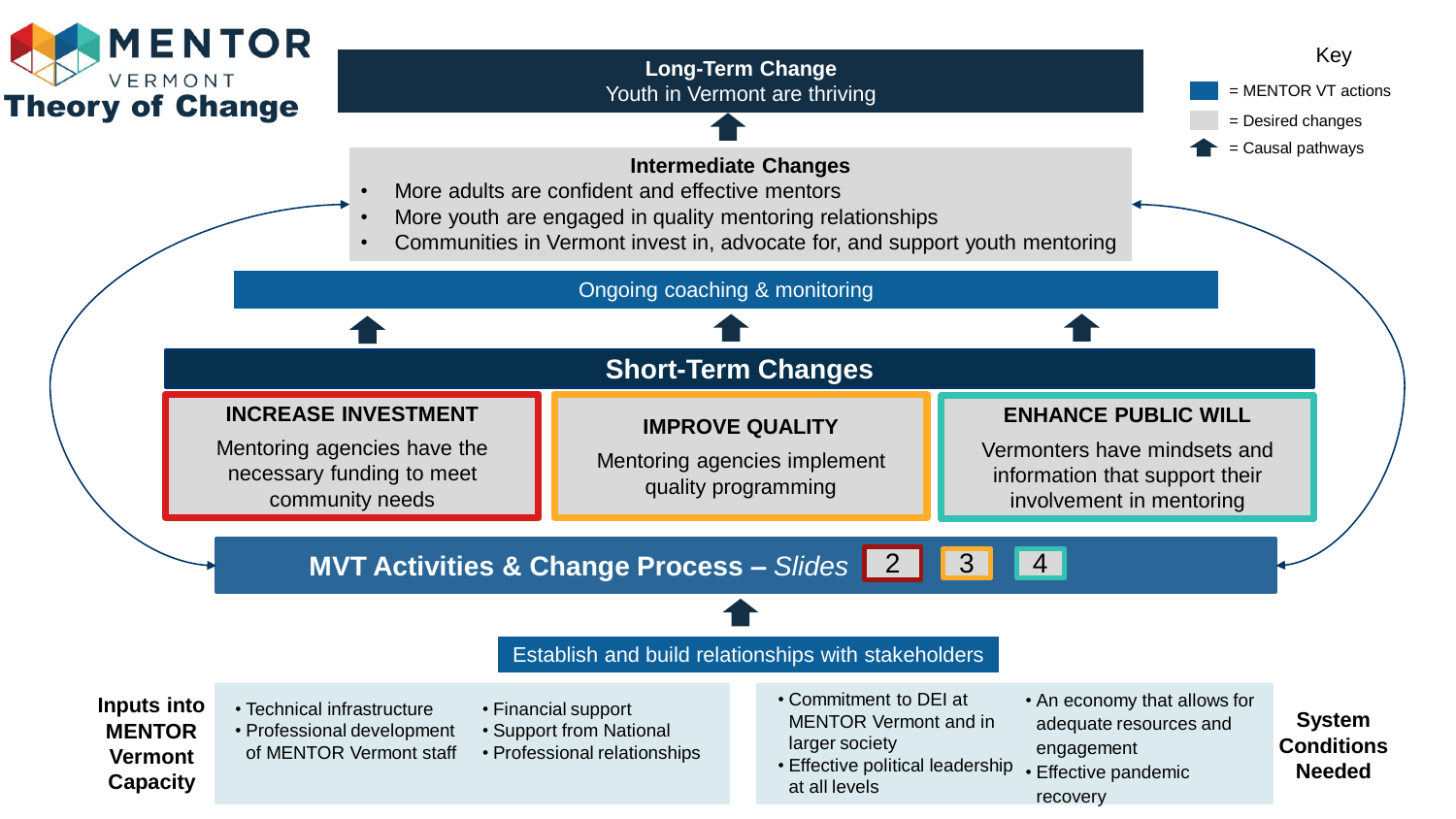# MENTOR VERMONT Theory of Change

**Key**
- = MENTOR VT actions
- = Desired changes
- = Causal pathways

## Long-Term Change
Youth in Vermont are thriving

## Intermediate Changes
- More adults are confident and effective mentors
- More youth are engaged in quality mentoring relationships
- Communities in Vermont invest in, advocate for, and support youth mentoring

Ongoing coaching & monitoring

## Short-Term Changes

**INCREASE INVESTMENT**
Mentoring agencies have the necessary funding to meet community needs

**IMPROVE QUALITY**
Mentoring agencies implement quality programming

**ENHANCE PUBLIC WILL**
Vermonters have mindsets and information that support their involvement in mentoring

**MVT Activities & Change Process – *Slides*** 2 3 4

Establish and build relationships with stakeholders

**Inputs into MENTOR Vermont Capacity**
- Technical infrastructure
- Professional development of MENTOR Vermont staff
- Financial support
- Support from National
- Professional relationships

**System Conditions Needed**
- Commitment to DEI at MENTOR Vermont and in larger society
- Effective political leadership at all levels
- An economy that allows for adequate resources and engagement
- Effective pandemic recovery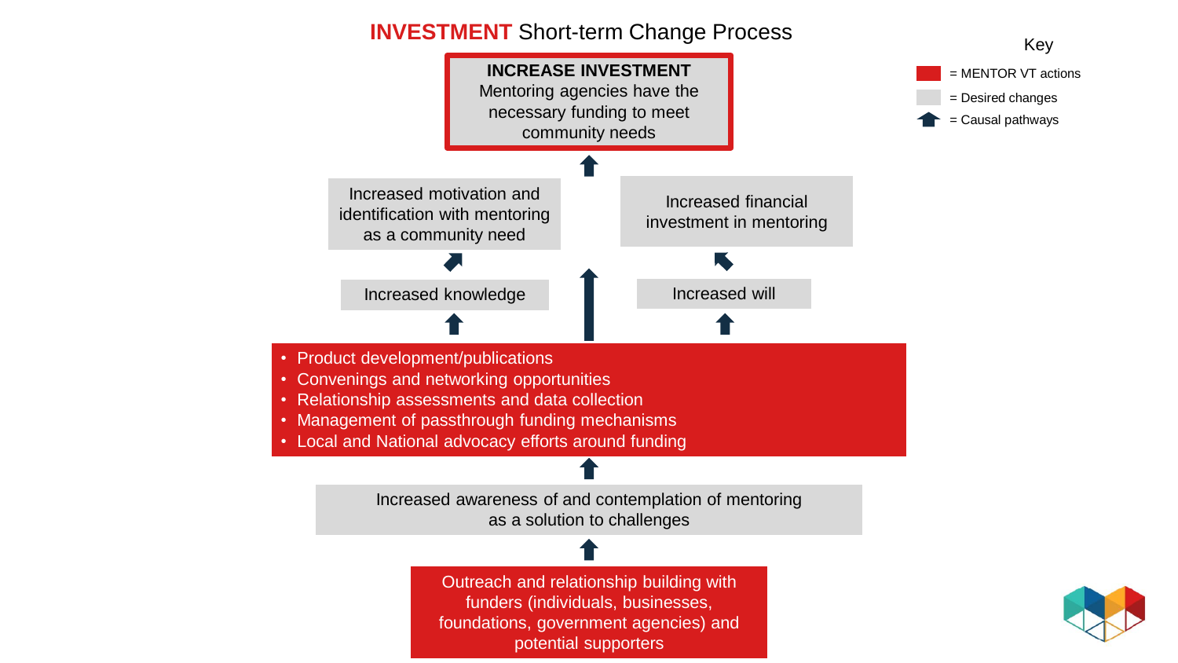# **INVESTMENT** Short-term Change Process

Key

- = MENTOR VT actions
- = Desired changes
- = Causal pathways

**INCREASE INVESTMENT**
Mentoring agencies have the necessary funding to meet community needs

Increased motivation and identification with mentoring as a community need

Increased financial investment in mentoring

Increased knowledge

Increased will

- Product development/publications
- Convenings and networking opportunities
- Relationship assessments and data collection
- Management of passthrough funding mechanisms
- Local and National advocacy efforts around funding

Increased awareness of and contemplation of mentoring as a solution to challenges

Outreach and relationship building with funders (individuals, businesses, foundations, government agencies) and potential supporters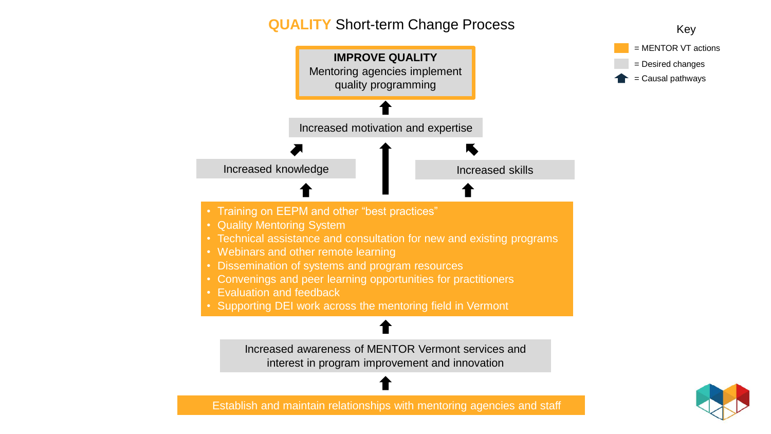# QUALITY Short-term Change Process

**Key**

- = MENTOR VT actions
- = Desired changes
- = Causal pathways

**IMPROVE QUALITY**
Mentoring agencies implement quality programming

↑

Increased motivation and expertise

↑

Increased knowledge | Increased skills

↑

- Training on EEPM and other "best practices"
- Quality Mentoring System
- Technical assistance and consultation for new and existing programs
- Webinars and other remote learning
- Dissemination of systems and program resources
- Convenings and peer learning opportunities for practitioners
- Evaluation and feedback
- Supporting DEI work across the mentoring field in Vermont

↑

Increased awareness of MENTOR Vermont services and interest in program improvement and innovation

↑

Establish and maintain relationships with mentoring agencies and staff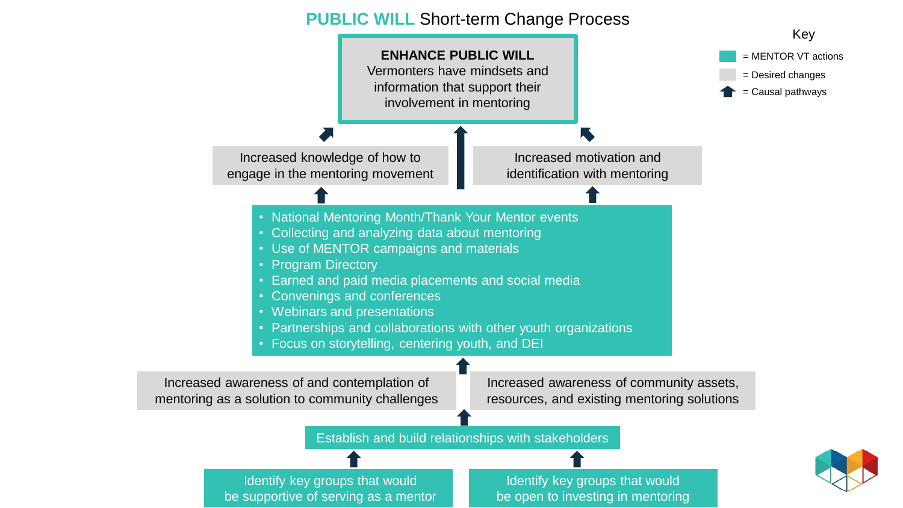# PUBLIC WILL Short-term Change Process

Key

= MENTOR VT actions

= Desired changes

= Causal pathways

**ENHANCE PUBLIC WILL**
Vermonters have mindsets and information that support their involvement in mentoring

Increased knowledge of how to engage in the mentoring movement

Increased motivation and identification with mentoring

- National Mentoring Month/Thank Your Mentor events
- Collecting and analyzing data about mentoring
- Use of MENTOR campaigns and materials
- Program Directory
- Earned and paid media placements and social media
- Convenings and conferences
- Webinars and presentations
- Partnerships and collaborations with other youth organizations
- Focus on storytelling, centering youth, and DEI

Increased awareness of and contemplation of mentoring as a solution to community challenges

Increased awareness of community assets, resources, and existing mentoring solutions

Establish and build relationships with stakeholders

Identify key groups that would be supportive of serving as a mentor

Identify key groups that would be open to investing in mentoring